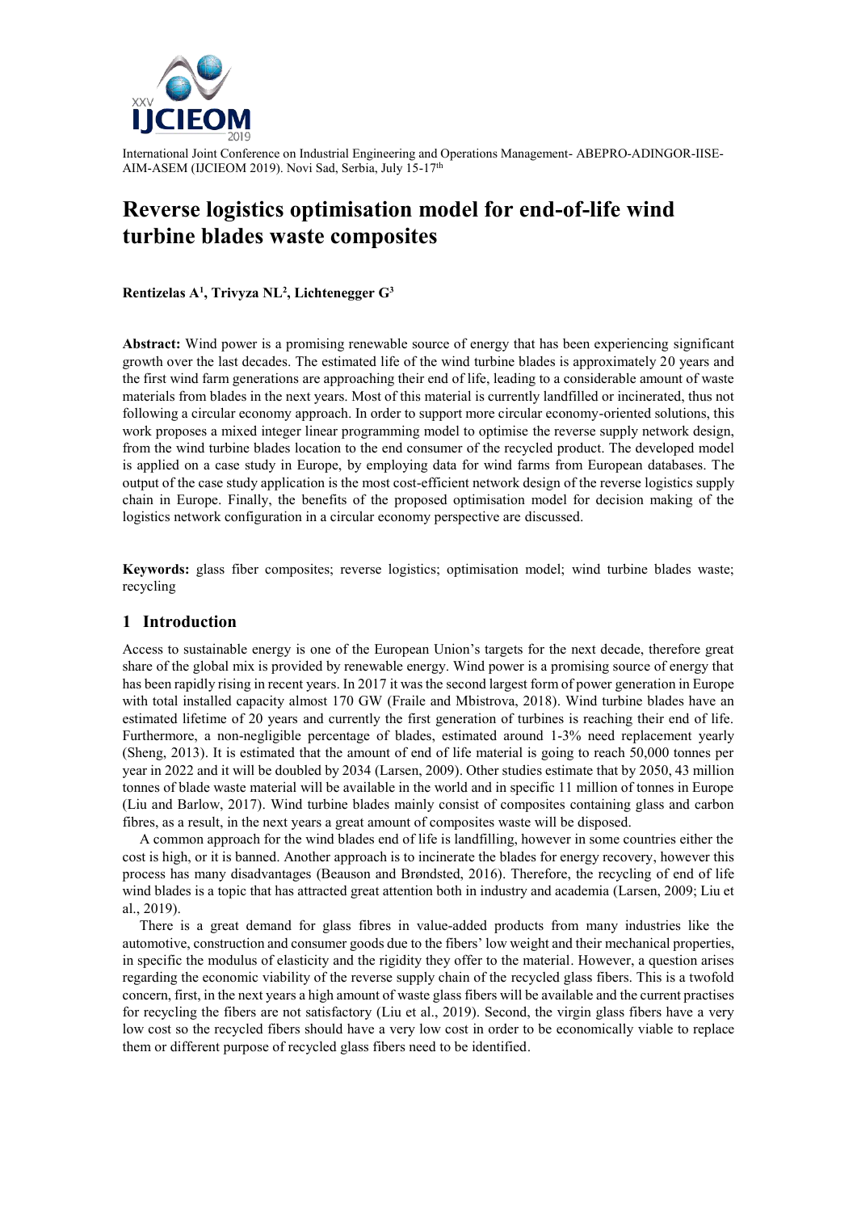International Joint Conference on Industrial Engineering and Operations Management- ABEPRO-ADINGOR-IISE-AIM-ASEM (IJCIEOM 2019). Novi Sad, Serbia, July 15-17th

# Reverse logistics optimisation model for end-of-life wind turbine blades waste composites

**Rentizelas A[1], Trivyza NL[2], Lichtenegger G[3]**

**Abstract:** Wind power is a promising renewable source of energy that has been experiencing significant growth over the last decades. The estimated life of the wind turbine blades is approximately 20 years and the first wind farm generations are approaching their end of life, leading to a considerable amount of waste materials from blades in the next years. Most of this material is currently landfilled or incinerated, thus not following a circular economy approach. In order to support more circular economy-oriented solutions, this work proposes a mixed integer linear programming model to optimise the reverse supply network design, from the wind turbine blades location to the end consumer of the recycled product. The developed model is applied on a case study in Europe, by employing data for wind farms from European databases. The output of the case study application is the most cost-efficient network design of the reverse logistics supply chain in Europe. Finally, the benefits of the proposed optimisation model for decision making of the logistics network configuration in a circular economy perspective are discussed.

**Keywords:** glass fiber composites; reverse logistics; optimisation model; wind turbine blades waste; recycling

## 1 Introduction

Access to sustainable energy is one of the European Union's targets for the next decade, therefore great share of the global mix is provided by renewable energy. Wind power is a promising source of energy that has been rapidly rising in recent years. In 2017 it was the second largest form of power generation in Europe with total installed capacity almost 170 GW (Fraile and Mbistrova, 2018). Wind turbine blades have an estimated lifetime of 20 years and currently the first generation of turbines is reaching their end of life. Furthermore, a non-negligible percentage of blades, estimated around 1-3% need replacement yearly (Sheng, 2013). It is estimated that the amount of end of life material is going to reach 50,000 tonnes per year in 2022 and it will be doubled by 2034 (Larsen, 2009). Other studies estimate that by 2050, 43 million tonnes of blade waste material will be available in the world and in specific 11 million of tonnes in Europe (Liu and Barlow, 2017). Wind turbine blades mainly consist of composites containing glass and carbon fibres, as a result, in the next years a great amount of composites waste will be disposed.

A common approach for the wind blades end of life is landfilling, however in some countries either the cost is high, or it is banned. Another approach is to incinerate the blades for energy recovery, however this process has many disadvantages (Beauson and Brøndsted, 2016). Therefore, the recycling of end of life wind blades is a topic that has attracted great attention both in industry and academia (Larsen, 2009; Liu et al., 2019).

There is a great demand for glass fibres in value-added products from many industries like the automotive, construction and consumer goods due to the fibers' low weight and their mechanical properties, in specific the modulus of elasticity and the rigidity they offer to the material. However, a question arises regarding the economic viability of the reverse supply chain of the recycled glass fibers. This is a twofold concern, first, in the next years a high amount of waste glass fibers will be available and the current practises for recycling the fibers are not satisfactory (Liu et al., 2019). Second, the virgin glass fibers have a very low cost so the recycled fibers should have a very low cost in order to be economically viable to replace them or different purpose of recycled glass fibers need to be identified.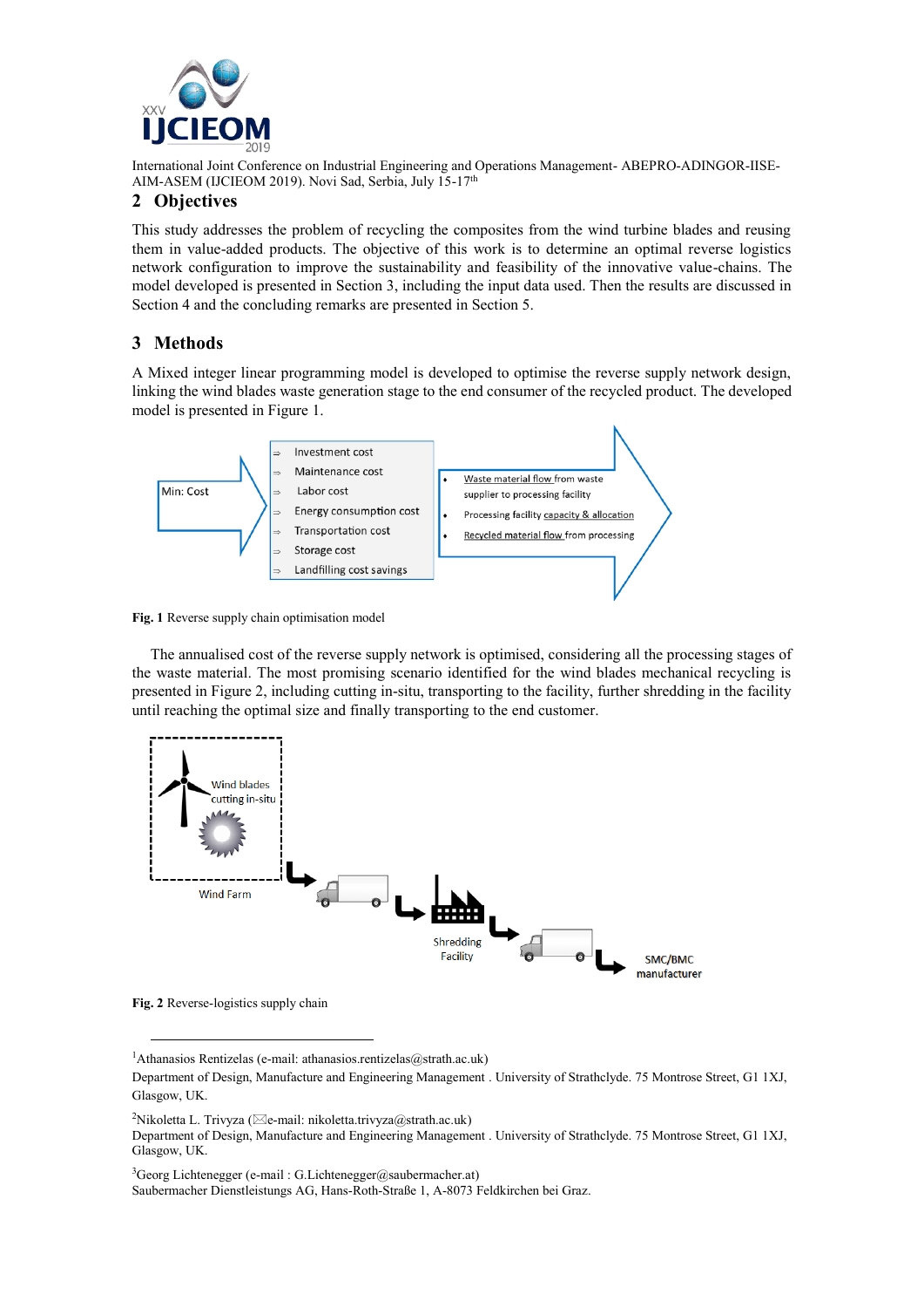## 2 Objectives

This study addresses the problem of recycling the composites from the wind turbine blades and reusing them in value-added products. The objective of this work is to determine an optimal reverse logistics network configuration to improve the sustainability and feasibility of the innovative value-chains. The model developed is presented in Section 3, including the input data used. Then the results are discussed in Section 4 and the concluding remarks are presented in Section 5.

## 3 Methods

A Mixed integer linear programming model is developed to optimise the reverse supply network design, linking the wind blades waste generation stage to the end consumer of the recycled product. The developed model is presented in Figure 1.

Min: Cost

- Investment cost
- Maintenance cost
- Labor cost
- Energy consumption cost
- Transportation cost
- Storage cost
- Landfilling cost savings

- Waste material flow from waste supplier to processing facility
- Processing facility capacity & allocation
- Recycled material flow from processing

**Fig. 1** Reverse supply chain optimisation model

The annualised cost of the reverse supply network is optimised, considering all the processing stages of the waste material. The most promising scenario identified for the wind blades mechanical recycling is presented in Figure 2, including cutting in-situ, transporting to the facility, further shredding in the facility until reaching the optimal size and finally transporting to the end customer.

Wind blades cutting in-situ

Wind Farm

Shredding Facility

SMC/BMC manufacturer

**Fig. 2** Reverse-logistics supply chain

---

[1]Athanasios Rentizelas (e-mail: athanasios.rentizelas@strath.ac.uk)
Department of Design, Manufacture and Engineering Management . University of Strathclyde. 75 Montrose Street, G1 1XJ, Glasgow, UK.

[2]Nikoletta L. Trivyza (✉e-mail: nikoletta.trivyza@strath.ac.uk)
Department of Design, Manufacture and Engineering Management . University of Strathclyde. 75 Montrose Street, G1 1XJ, Glasgow, UK.

[3]Georg Lichtenegger (e-mail : G.Lichtenegger@saubermacher.at)
Saubermacher Dienstleistungs AG, Hans-Roth-Straße 1, A-8073 Feldkirchen bei Graz.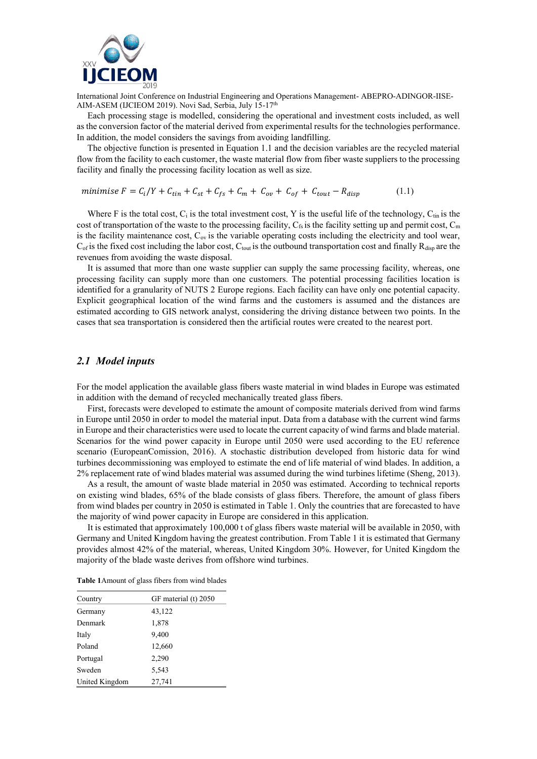Each processing stage is modelled, considering the operational and investment costs included, as well as the conversion factor of the material derived from experimental results for the technologies performance. In addition, the model considers the savings from avoiding landfilling.

The objective function is presented in Equation 1.1 and the decision variables are the recycled material flow from the facility to each customer, the waste material flow from fiber waste suppliers to the processing facility and finally the processing facility location as well as size.

$$minimise\ F = C_i/Y + C_{tin} + C_{st} + C_{fs} + C_m + C_{ov} + C_{of} + C_{tout} - R_{disp} \tag{1.1}$$

Where F is the total cost, $C_i$ is the total investment cost, Y is the useful life of the technology, $C_{tin}$ is the cost of transportation of the waste to the processing facility, $C_{fs}$ is the facility setting up and permit cost, $C_m$ is the facility maintenance cost, $C_{ov}$ is the variable operating costs including the electricity and tool wear, $C_{of}$ is the fixed cost including the labor cost, $C_{tout}$ is the outbound transportation cost and finally $R_{disp}$ are the revenues from avoiding the waste disposal.

It is assumed that more than one waste supplier can supply the same processing facility, whereas, one processing facility can supply more than one customers. The potential processing facilities location is identified for a granularity of NUTS 2 Europe regions. Each facility can have only one potential capacity. Explicit geographical location of the wind farms and the customers is assumed and the distances are estimated according to GIS network analyst, considering the driving distance between two points. In the cases that sea transportation is considered then the artificial routes were created to the nearest port.

## *2.1 Model inputs*

For the model application the available glass fibers waste material in wind blades in Europe was estimated in addition with the demand of recycled mechanically treated glass fibers.

First, forecasts were developed to estimate the amount of composite materials derived from wind farms in Europe until 2050 in order to model the material input. Data from a database with the current wind farms in Europe and their characteristics were used to locate the current capacity of wind farms and blade material. Scenarios for the wind power capacity in Europe until 2050 were used according to the EU reference scenario (EuropeanComission, 2016). A stochastic distribution developed from historic data for wind turbines decommissioning was employed to estimate the end of life material of wind blades. In addition, a 2% replacement rate of wind blades material was assumed during the wind turbines lifetime (Sheng, 2013).

As a result, the amount of waste blade material in 2050 was estimated. According to technical reports on existing wind blades, 65% of the blade consists of glass fibers. Therefore, the amount of glass fibers from wind blades per country in 2050 is estimated in Table 1. Only the countries that are forecasted to have the majority of wind power capacity in Europe are considered in this application.

It is estimated that approximately 100,000 t of glass fibers waste material will be available in 2050, with Germany and United Kingdom having the greatest contribution. From Table 1 it is estimated that Germany provides almost 42% of the material, whereas, United Kingdom 30%. However, for United Kingdom the majority of the blade waste derives from offshore wind turbines.

**Table 1**Amount of glass fibers from wind blades

| Country | GF material (t) 2050 |
|---|---|
| Germany | 43,122 |
| Denmark | 1,878 |
| Italy | 9,400 |
| Poland | 12,660 |
| Portugal | 2,290 |
| Sweden | 5,543 |
| United Kingdom | 27,741 |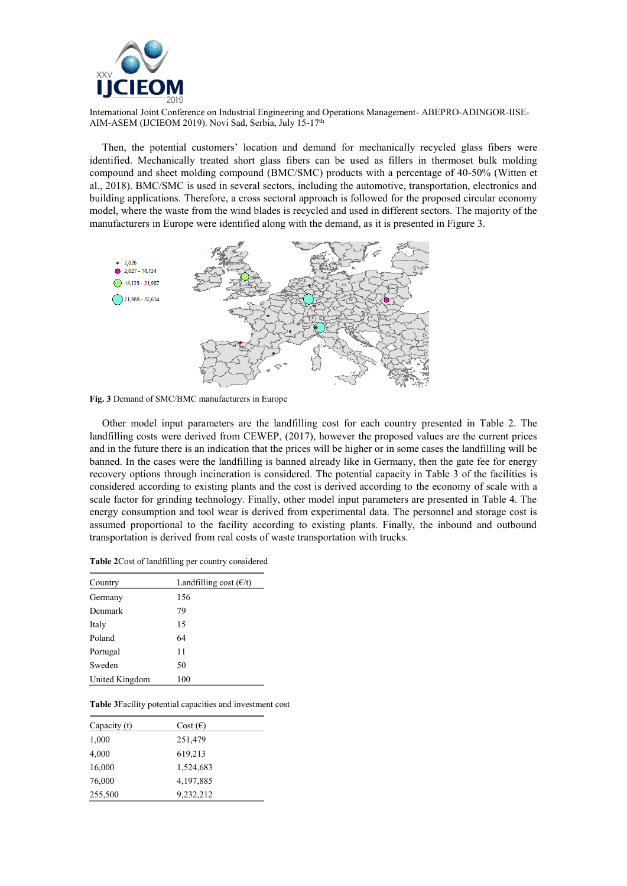Then, the potential customers' location and demand for mechanically recycled glass fibers were identified. Mechanically treated short glass fibers can be used as fillers in thermoset bulk molding compound and sheet molding compound (BMC/SMC) products with a percentage of 40-50% (Witten et al., 2018). BMC/SMC is used in several sectors, including the automotive, transportation, electronics and building applications. Therefore, a cross sectoral approach is followed for the proposed circular economy model, where the waste from the wind blades is recycled and used in different sectors. The majority of the manufacturers in Europe were identified along with the demand, as it is presented in Figure 3.

**Fig. 3** Demand of SMC/BMC manufacturers in Europe

Other model input parameters are the landfilling cost for each country presented in Table 2. The landfilling costs were derived from CEWEP, (2017), however the proposed values are the current prices and in the future there is an indication that the prices will be higher or in some cases the landfilling will be banned. In the cases were the landfilling is banned already like in Germany, then the gate fee for energy recovery options through incineration is considered. The potential capacity in Table 3 of the facilities is considered according to existing plants and the cost is derived according to the economy of scale with a scale factor for grinding technology. Finally, other model input parameters are presented in Table 4. The energy consumption and tool wear is derived from experimental data. The personnel and storage cost is assumed proportional to the facility according to existing plants. Finally, the inbound and outbound transportation is derived from real costs of waste transportation with trucks.

**Table 2**Cost of landfilling per country considered

| Country | Landfilling cost (€/t) |
|---|---|
| Germany | 156 |
| Denmark | 79 |
| Italy | 15 |
| Poland | 64 |
| Portugal | 11 |
| Sweden | 50 |
| United Kingdom | 100 |

**Table 3**Facility potential capacities and investment cost

| Capacity (t) | Cost (€) |
|---|---|
| 1,000 | 251,479 |
| 4,000 | 619,213 |
| 16,000 | 1,524,683 |
| 76,000 | 4,197,885 |
| 255,500 | 9,232,212 |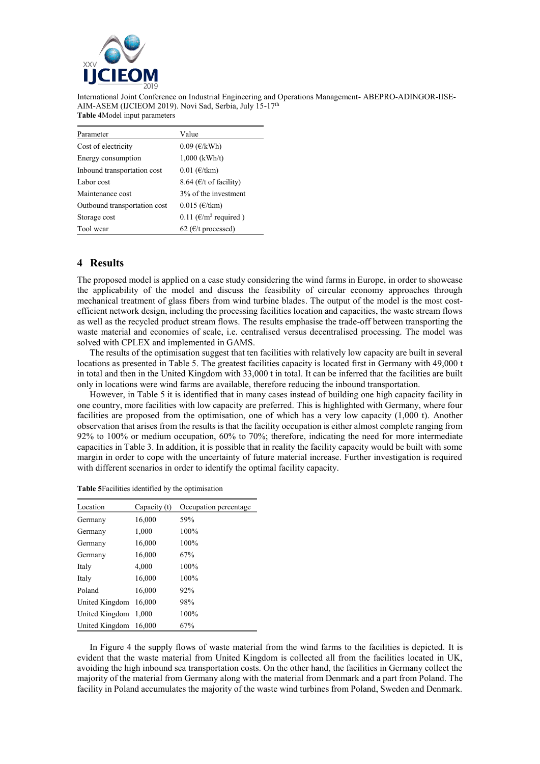**Table 4**Model input parameters

| Parameter | Value |
|---|---|
| Cost of electricity | 0.09 (€/kWh) |
| Energy consumption | 1,000 (kWh/t) |
| Inbound transportation cost | 0.01 (€/tkm) |
| Labor cost | 8.64 (€/t of facility) |
| Maintenance cost | 3% of the investment |
| Outbound transportation cost | 0.015 (€/tkm) |
| Storage cost | 0.11 (€/m$^2$ required ) |
| Tool wear | 62 (€/t processed) |

## 4 Results

The proposed model is applied on a case study considering the wind farms in Europe, in order to showcase the applicability of the model and discuss the feasibility of circular economy approaches through mechanical treatment of glass fibers from wind turbine blades. The output of the model is the most cost-efficient network design, including the processing facilities location and capacities, the waste stream flows as well as the recycled product stream flows. The results emphasise the trade-off between transporting the waste material and economies of scale, i.e. centralised versus decentralised processing. The model was solved with CPLEX and implemented in GAMS.

The results of the optimisation suggest that ten facilities with relatively low capacity are built in several locations as presented in Table 5. The greatest facilities capacity is located first in Germany with 49,000 t in total and then in the United Kingdom with 33,000 t in total. It can be inferred that the facilities are built only in locations were wind farms are available, therefore reducing the inbound transportation.

However, in Table 5 it is identified that in many cases instead of building one high capacity facility in one country, more facilities with low capacity are preferred. This is highlighted with Germany, where four facilities are proposed from the optimisation, one of which has a very low capacity (1,000 t). Another observation that arises from the results is that the facility occupation is either almost complete ranging from 92% to 100% or medium occupation, 60% to 70%; therefore, indicating the need for more intermediate capacities in Table 3. In addition, it is possible that in reality the facility capacity would be built with some margin in order to cope with the uncertainty of future material increase. Further investigation is required with different scenarios in order to identify the optimal facility capacity.

**Table 5**Facilities identified by the optimisation

| Location | Capacity (t) | Occupation percentage |
|---|---|---|
| Germany | 16,000 | 59% |
| Germany | 1,000 | 100% |
| Germany | 16,000 | 100% |
| Germany | 16,000 | 67% |
| Italy | 4,000 | 100% |
| Italy | 16,000 | 100% |
| Poland | 16,000 | 92% |
| United Kingdom | 16,000 | 98% |
| United Kingdom | 1,000 | 100% |
| United Kingdom | 16,000 | 67% |

In Figure 4 the supply flows of waste material from the wind farms to the facilities is depicted. It is evident that the waste material from United Kingdom is collected all from the facilities located in UK, avoiding the high inbound sea transportation costs. On the other hand, the facilities in Germany collect the majority of the material from Germany along with the material from Denmark and a part from Poland. The facility in Poland accumulates the majority of the waste wind turbines from Poland, Sweden and Denmark.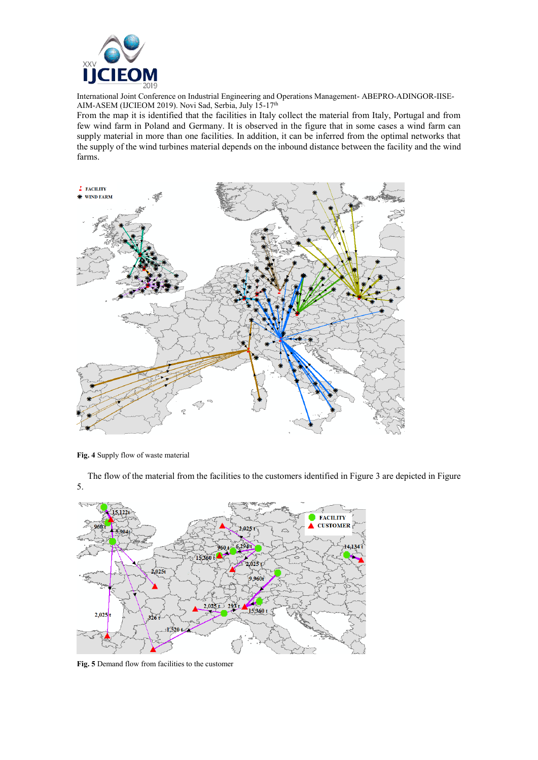From the map it is identified that the facilities in Italy collect the material from Italy, Portugal and from few wind farm in Poland and Germany. It is observed in the figure that in some cases a wind farm can supply material in more than one facilities. In addition, it can be inferred from the optimal networks that the supply of the wind turbines material depends on the inbound distance between the facility and the wind farms.

**Fig. 4** Supply flow of waste material

The flow of the material from the facilities to the customers identified in Figure 3 are depicted in Figure 5.

**Fig. 5** Demand flow from facilities to the customer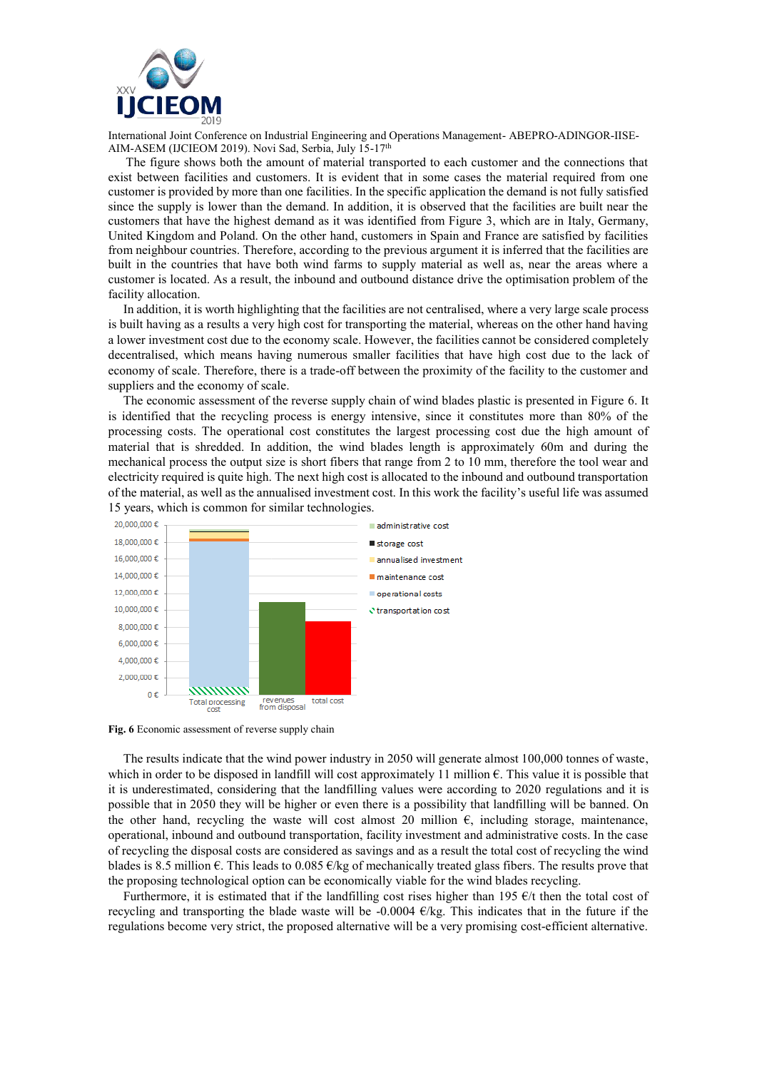The figure shows both the amount of material transported to each customer and the connections that exist between facilities and customers. It is evident that in some cases the material required from one customer is provided by more than one facilities. In the specific application the demand is not fully satisfied since the supply is lower than the demand. In addition, it is observed that the facilities are built near the customers that have the highest demand as it was identified from Figure 3, which are in Italy, Germany, United Kingdom and Poland. On the other hand, customers in Spain and France are satisfied by facilities from neighbour countries. Therefore, according to the previous argument it is inferred that the facilities are built in the countries that have both wind farms to supply material as well as, near the areas where a customer is located. As a result, the inbound and outbound distance drive the optimisation problem of the facility allocation.

In addition, it is worth highlighting that the facilities are not centralised, where a very large scale process is built having as a results a very high cost for transporting the material, whereas on the other hand having a lower investment cost due to the economy scale. However, the facilities cannot be considered completely decentralised, which means having numerous smaller facilities that have high cost due to the lack of economy of scale. Therefore, there is a trade-off between the proximity of the facility to the customer and suppliers and the economy of scale.

The economic assessment of the reverse supply chain of wind blades plastic is presented in Figure 6. It is identified that the recycling process is energy intensive, since it constitutes more than 80% of the processing costs. The operational cost constitutes the largest processing cost due the high amount of material that is shredded. In addition, the wind blades length is approximately 60m and during the mechanical process the output size is short fibers that range from 2 to 10 mm, therefore the tool wear and electricity required is quite high. The next high cost is allocated to the inbound and outbound transportation of the material, as well as the annualised investment cost. In this work the facility's useful life was assumed 15 years, which is common for similar technologies.

**Fig. 6** Economic assessment of reverse supply chain

The results indicate that the wind power industry in 2050 will generate almost 100,000 tonnes of waste, which in order to be disposed in landfill will cost approximately 11 million €. This value it is possible that it is underestimated, considering that the landfilling values were according to 2020 regulations and it is possible that in 2050 they will be higher or even there is a possibility that landfilling will be banned. On the other hand, recycling the waste will cost almost 20 million €, including storage, maintenance, operational, inbound and outbound transportation, facility investment and administrative costs. In the case of recycling the disposal costs are considered as savings and as a result the total cost of recycling the wind blades is 8.5 million €. This leads to 0.085 €/kg of mechanically treated glass fibers. The results prove that the proposing technological option can be economically viable for the wind blades recycling.

Furthermore, it is estimated that if the landfilling cost rises higher than 195 €/t then the total cost of recycling and transporting the blade waste will be -0.0004 €/kg. This indicates that in the future if the regulations become very strict, the proposed alternative will be a very promising cost-efficient alternative.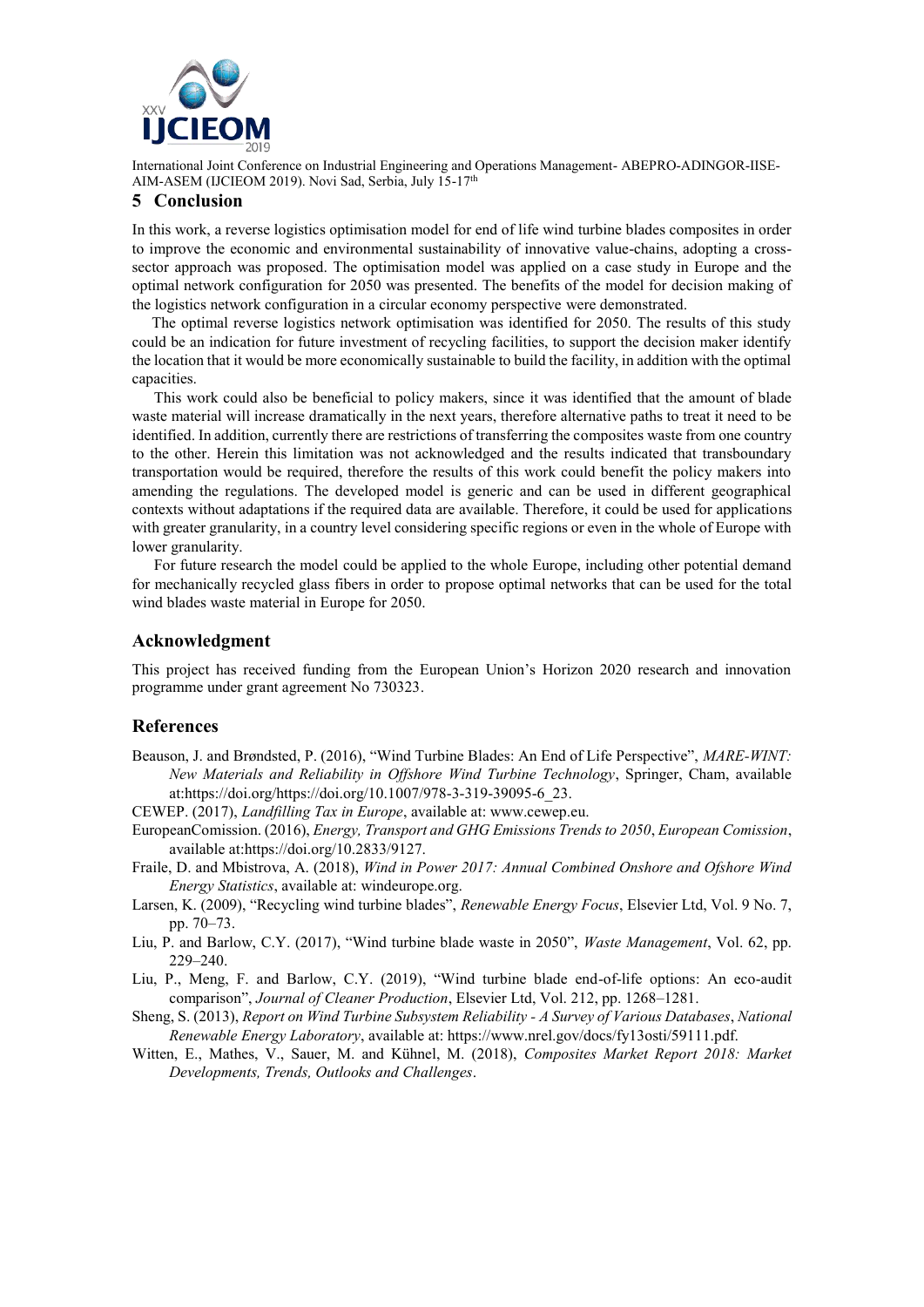## 5 Conclusion

In this work, a reverse logistics optimisation model for end of life wind turbine blades composites in order to improve the economic and environmental sustainability of innovative value-chains, adopting a cross-sector approach was proposed. The optimisation model was applied on a case study in Europe and the optimal network configuration for 2050 was presented. The benefits of the model for decision making of the logistics network configuration in a circular economy perspective were demonstrated.

The optimal reverse logistics network optimisation was identified for 2050. The results of this study could be an indication for future investment of recycling facilities, to support the decision maker identify the location that it would be more economically sustainable to build the facility, in addition with the optimal capacities.

This work could also be beneficial to policy makers, since it was identified that the amount of blade waste material will increase dramatically in the next years, therefore alternative paths to treat it need to be identified. In addition, currently there are restrictions of transferring the composites waste from one country to the other. Herein this limitation was not acknowledged and the results indicated that transboundary transportation would be required, therefore the results of this work could benefit the policy makers into amending the regulations. The developed model is generic and can be used in different geographical contexts without adaptations if the required data are available. Therefore, it could be used for applications with greater granularity, in a country level considering specific regions or even in the whole of Europe with lower granularity.

For future research the model could be applied to the whole Europe, including other potential demand for mechanically recycled glass fibers in order to propose optimal networks that can be used for the total wind blades waste material in Europe for 2050.

## Acknowledgment

This project has received funding from the European Union's Horizon 2020 research and innovation programme under grant agreement No 730323.

## References

Beauson, J. and Brøndsted, P. (2016), "Wind Turbine Blades: An End of Life Perspective", *MARE-WINT: New Materials and Reliability in Offshore Wind Turbine Technology*, Springer, Cham, available at:https://doi.org/https://doi.org/10.1007/978-3-319-39095-6_23.

CEWEP. (2017), *Landfilling Tax in Europe*, available at: www.cewep.eu.

EuropeanComission. (2016), *Energy, Transport and GHG Emissions Trends to 2050*, *European Comission*, available at:https://doi.org/10.2833/9127.

Fraile, D. and Mbistrova, A. (2018), *Wind in Power 2017: Annual Combined Onshore and Ofshore Wind Energy Statistics*, available at: windeurope.org.

Larsen, K. (2009), "Recycling wind turbine blades", *Renewable Energy Focus*, Elsevier Ltd, Vol. 9 No. 7, pp. 70–73.

Liu, P. and Barlow, C.Y. (2017), "Wind turbine blade waste in 2050", *Waste Management*, Vol. 62, pp. 229–240.

Liu, P., Meng, F. and Barlow, C.Y. (2019), "Wind turbine blade end-of-life options: An eco-audit comparison", *Journal of Cleaner Production*, Elsevier Ltd, Vol. 212, pp. 1268–1281.

Sheng, S. (2013), *Report on Wind Turbine Subsystem Reliability - A Survey of Various Databases*, *National Renewable Energy Laboratory*, available at: https://www.nrel.gov/docs/fy13osti/59111.pdf.

Witten, E., Mathes, V., Sauer, M. and Kühnel, M. (2018), *Composites Market Report 2018: Market Developments, Trends, Outlooks and Challenges*.